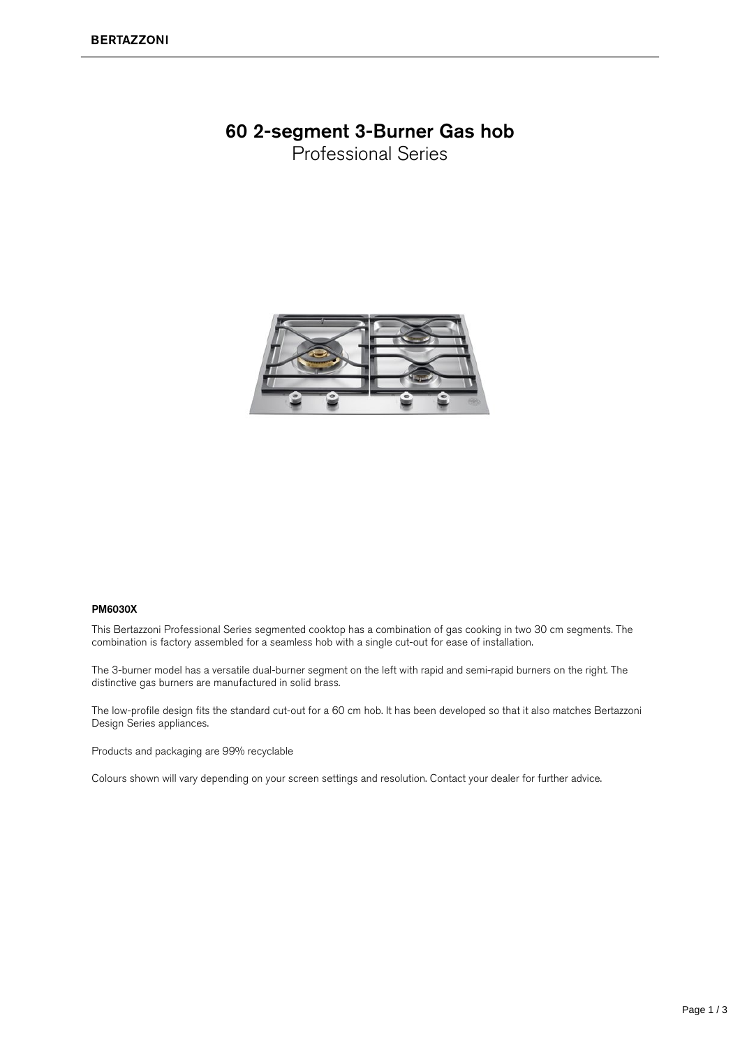# 60 2-segment 3-Burner Gas hob

## Professional Series

**PM6030X**

This Bertazzoni Professional Series segmented cooktop has a combination of gas cooking in two 30 cm segments. The combination is factory assembled for a seamless hob with a single cut-out for ease of installation.

The 3-burner model has a versatile dual-burner segment on the left with rapid and semi-rapid burners on the right. The distinctive gas burners are manufactured in solid brass.

The low-profile design fits the standard cut-out for a 60 cm hob. It has been developed so that it also matches Bertazzoni Design Series appliances.

Products and packaging are 99% recyclable

Colours shown will vary depending on your screen settings and resolution. Contact your dealer for further advice.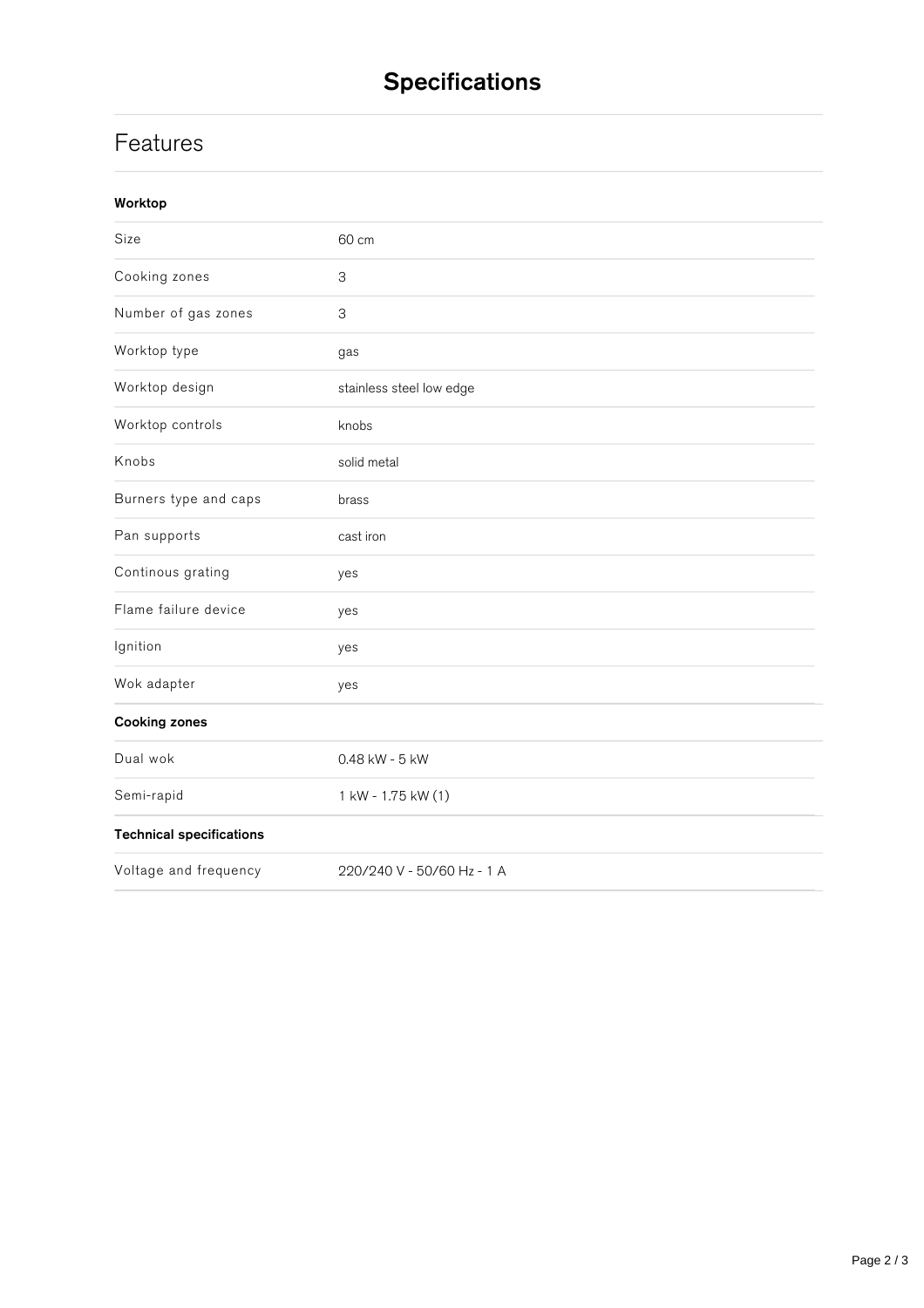# Specifications

## Features

| **Worktop** | |
|---|---|
| Size | 60 cm |
| Cooking zones | 3 |
| Number of gas zones | 3 |
| Worktop type | gas |
| Worktop design | stainless steel low edge |
| Worktop controls | knobs |
| Knobs | solid metal |
| Burners type and caps | brass |
| Pan supports | cast iron |
| Continous grating | yes |
| Flame failure device | yes |
| Ignition | yes |
| Wok adapter | yes |

| **Cooking zones** | |
|---|---|
| Dual wok | 0.48 kW - 5 kW |
| Semi-rapid | 1 kW - 1.75 kW (1) |

| **Technical specifications** | |
|---|---|
| Voltage and frequency | 220/240 V - 50/60 Hz - 1 A |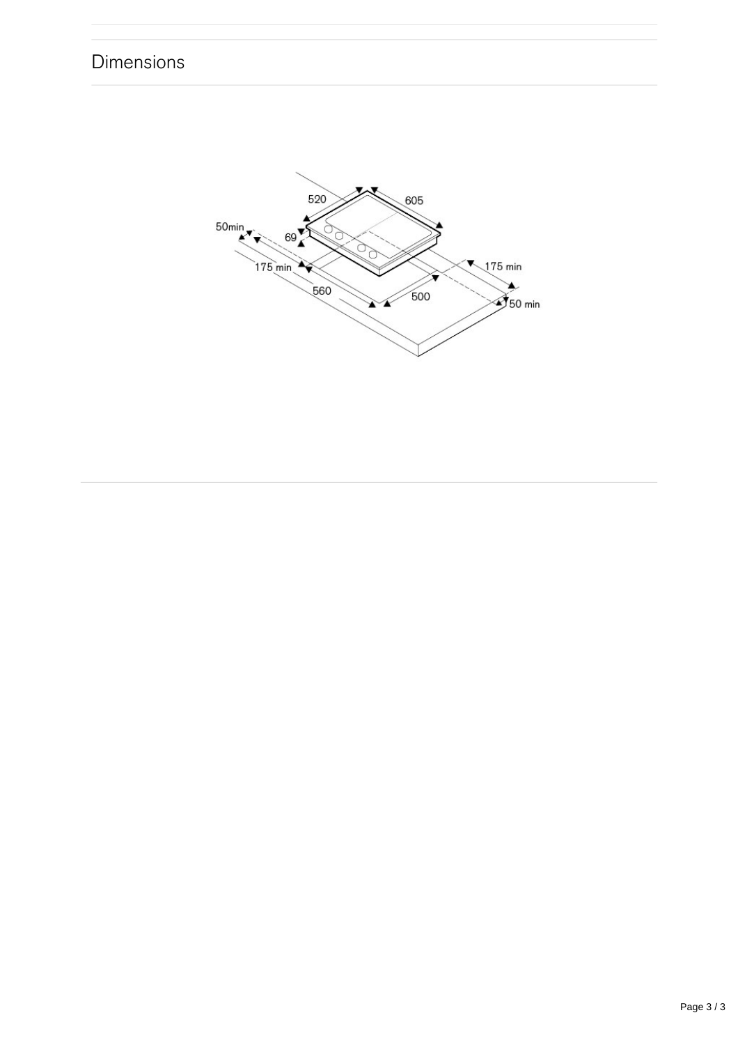## Dimensions

520
605
50min
69
175 min
175 min
560
500
50 min